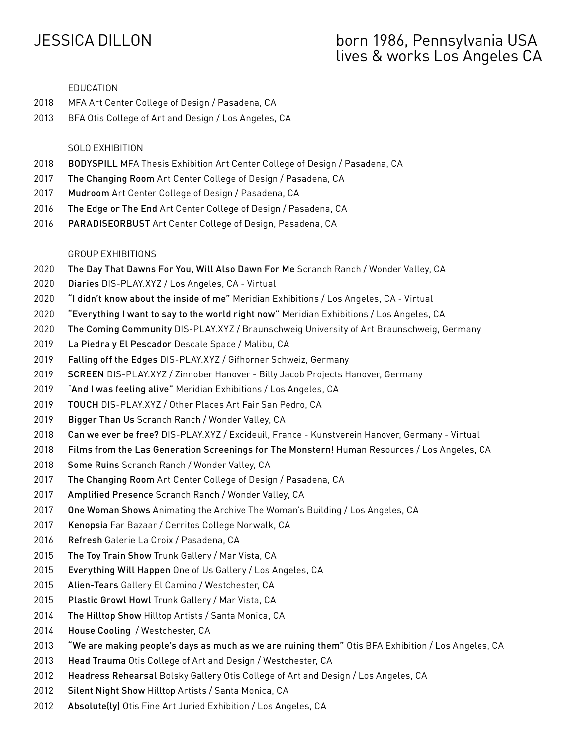# JESSICA DILLON

born 1986, Pennsylvania USA
lives & works Los Angeles CA

## EDUCATION

2018 MFA Art Center College of Design / Pasadena, CA
2013 BFA Otis College of Art and Design / Los Angeles, CA

## SOLO EXHIBITION

2018 **BODYSPILL** MFA Thesis Exhibition Art Center College of Design / Pasadena, CA
2017 **The Changing Room** Art Center College of Design / Pasadena, CA
2017 **Mudroom** Art Center College of Design / Pasadena, CA
2016 **The Edge or The End** Art Center College of Design / Pasadena, CA
2016 **PARADISEORBUST** Art Center College of Design, Pasadena, CA

## GROUP EXHIBITIONS

2020 **The Day That Dawns For You, Will Also Dawn For Me** Scranch Ranch / Wonder Valley, CA
2020 **Diaries** DIS-PLAY.XYZ / Los Angeles, CA - Virtual
2020 **"I didn't know about the inside of me"** Meridian Exhibitions / Los Angeles, CA - Virtual
2020 **"Everything I want to say to the world right now"** Meridian Exhibitions / Los Angeles, CA
2020 **The Coming Community** DIS-PLAY.XYZ / Braunschweig University of Art Braunschweig, Germany
2019 **La Piedra y El Pescador** Descale Space / Malibu, CA
2019 **Falling off the Edges** DIS-PLAY.XYZ / Gifhorner Schweiz, Germany
2019 **SCREEN** DIS-PLAY.XYZ / Zinnober Hanover - Billy Jacob Projects Hanover, Germany
2019 **"And I was feeling alive"** Meridian Exhibitions / Los Angeles, CA
2019 **TOUCH** DIS-PLAY.XYZ / Other Places Art Fair San Pedro, CA
2019 **Bigger Than Us** Scranch Ranch / Wonder Valley, CA
2018 **Can we ever be free?** DIS-PLAY.XYZ / Excideuil, France - Kunstverein Hanover, Germany - Virtual
2018 **Films from the Las Generation Screenings for The Monstern!** Human Resources / Los Angeles, CA
2018 **Some Ruins** Scranch Ranch / Wonder Valley, CA
2017 **The Changing Room** Art Center College of Design / Pasadena, CA
2017 **Amplified Presence** Scranch Ranch / Wonder Valley, CA
2017 **One Woman Shows** Animating the Archive The Woman's Building / Los Angeles, CA
2017 **Kenopsia** Far Bazaar / Cerritos College Norwalk, CA
2016 **Refresh** Galerie La Croix / Pasadena, CA
2015 **The Toy Train Show** Trunk Gallery / Mar Vista, CA
2015 **Everything Will Happen** One of Us Gallery / Los Angeles, CA
2015 **Alien-Tears** Gallery El Camino / Westchester, CA
2015 **Plastic Growl Howl** Trunk Gallery / Mar Vista, CA
2014 **The Hilltop Show** Hilltop Artists / Santa Monica, CA
2014 **House Cooling** / Westchester, CA
2013 **"We are making people's days as much as we are ruining them"** Otis BFA Exhibition / Los Angeles, CA
2013 **Head Trauma** Otis College of Art and Design / Westchester, CA
2012 **Headress Rehearsal** Bolsky Gallery Otis College of Art and Design / Los Angeles, CA
2012 **Silent Night Show** Hilltop Artists / Santa Monica, CA
2012 **Absolute(ly)** Otis Fine Art Juried Exhibition / Los Angeles, CA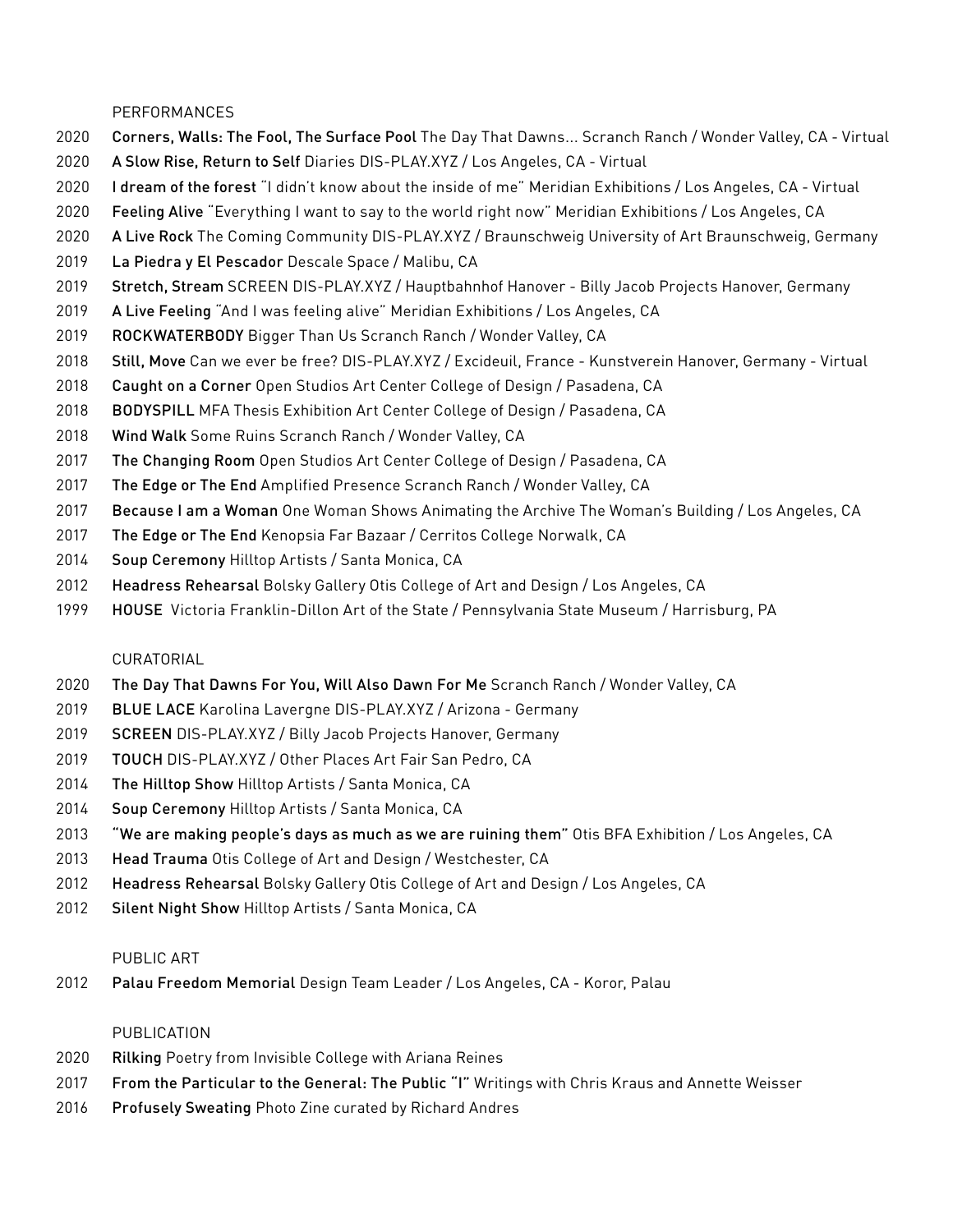## PERFORMANCES

2020 **Corners, Walls: The Fool, The Surface Pool** The Day That Dawns... Scranch Ranch / Wonder Valley, CA - Virtual

2020 **A Slow Rise, Return to Self** Diaries DIS-PLAY.XYZ / Los Angeles, CA - Virtual

2020 **I dream of the forest** "I didn't know about the inside of me" Meridian Exhibitions / Los Angeles, CA - Virtual

2020 **Feeling Alive** "Everything I want to say to the world right now" Meridian Exhibitions / Los Angeles, CA

2020 **A Live Rock** The Coming Community DIS-PLAY.XYZ / Braunschweig University of Art Braunschweig, Germany

2019 **La Piedra y El Pescador** Descale Space / Malibu, CA

2019 **Stretch, Stream** SCREEN DIS-PLAY.XYZ / Hauptbahnhof Hanover - Billy Jacob Projects Hanover, Germany

2019 **A Live Feeling** "And I was feeling alive" Meridian Exhibitions / Los Angeles, CA

2019 **ROCKWATERBODY** Bigger Than Us Scranch Ranch / Wonder Valley, CA

2018 **Still, Move** Can we ever be free? DIS-PLAY.XYZ / Excideuil, France - Kunstverein Hanover, Germany - Virtual

2018 **Caught on a Corner** Open Studios Art Center College of Design / Pasadena, CA

2018 **BODYSPILL** MFA Thesis Exhibition Art Center College of Design / Pasadena, CA

2018 **Wind Walk** Some Ruins Scranch Ranch / Wonder Valley, CA

2017 **The Changing Room** Open Studios Art Center College of Design / Pasadena, CA

2017 **The Edge or The End** Amplified Presence Scranch Ranch / Wonder Valley, CA

2017 **Because I am a Woman** One Woman Shows Animating the Archive The Woman's Building / Los Angeles, CA

2017 **The Edge or The End** Kenopsia Far Bazaar / Cerritos College Norwalk, CA

2014 **Soup Ceremony** Hilltop Artists / Santa Monica, CA

2012 **Headress Rehearsal** Bolsky Gallery Otis College of Art and Design / Los Angeles, CA

1999 **HOUSE** Victoria Franklin-Dillon Art of the State / Pennsylvania State Museum / Harrisburg, PA

## CURATORIAL

2020 **The Day That Dawns For You, Will Also Dawn For Me** Scranch Ranch / Wonder Valley, CA

2019 **BLUE LACE** Karolina Lavergne DIS-PLAY.XYZ / Arizona - Germany

2019 **SCREEN** DIS-PLAY.XYZ / Billy Jacob Projects Hanover, Germany

2019 **TOUCH** DIS-PLAY.XYZ / Other Places Art Fair San Pedro, CA

2014 **The Hilltop Show** Hilltop Artists / Santa Monica, CA

2014 **Soup Ceremony** Hilltop Artists / Santa Monica, CA

2013 **"We are making people's days as much as we are ruining them"** Otis BFA Exhibition / Los Angeles, CA

2013 **Head Trauma** Otis College of Art and Design / Westchester, CA

2012 **Headress Rehearsal** Bolsky Gallery Otis College of Art and Design / Los Angeles, CA

2012 **Silent Night Show** Hilltop Artists / Santa Monica, CA

## PUBLIC ART

2012 **Palau Freedom Memorial** Design Team Leader / Los Angeles, CA - Koror, Palau

## PUBLICATION

2020 **Rilking** Poetry from Invisible College with Ariana Reines

2017 **From the Particular to the General: The Public "I"** Writings with Chris Kraus and Annette Weisser

2016 **Profusely Sweating** Photo Zine curated by Richard Andres